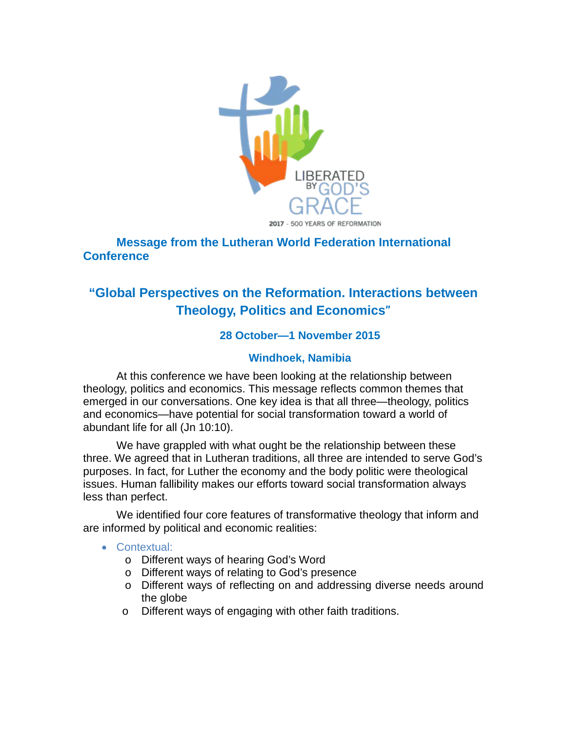## Message from the Lutheran World Federation International Conference

## "Global Perspectives on the Reformation. Interactions between Theology, Politics and Economics"

### 28 October—1 November 2015

### Windhoek, Namibia

At this conference we have been looking at the relationship between theology, politics and economics. This message reflects common themes that emerged in our conversations. One key idea is that all three—theology, politics and economics—have potential for social transformation toward a world of abundant life for all (Jn 10:10).

We have grappled with what ought be the relationship between these three. We agreed that in Lutheran traditions, all three are intended to serve God's purposes. In fact, for Luther the economy and the body politic were theological issues. Human fallibility makes our efforts toward social transformation always less than perfect.

We identified four core features of transformative theology that inform and are informed by political and economic realities:

- Contextual:
  - Different ways of hearing God's Word
  - Different ways of relating to God's presence
  - Different ways of reflecting on and addressing diverse needs around the globe
  - Different ways of engaging with other faith traditions.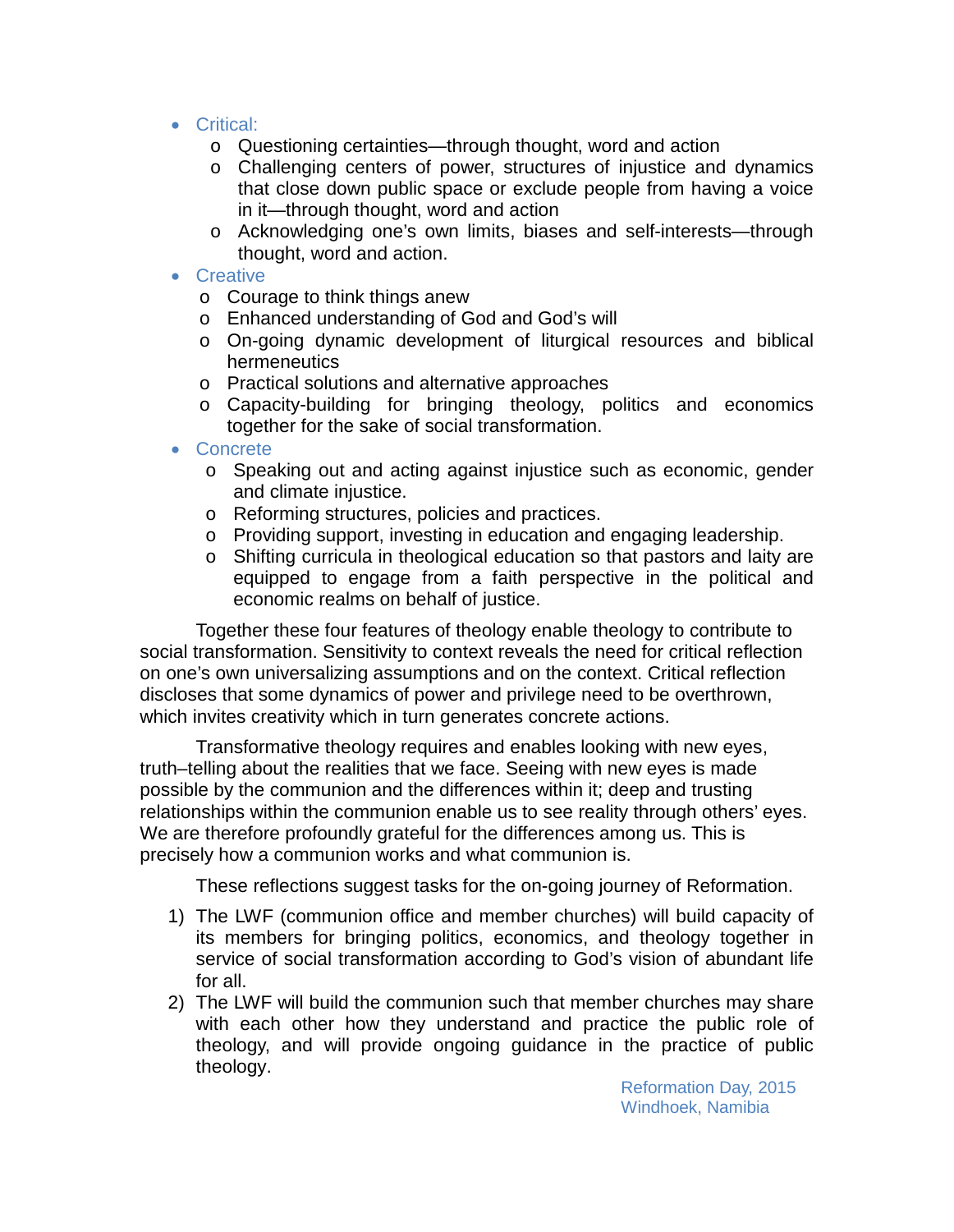- Critical:
  - Questioning certainties—through thought, word and action
  - Challenging centers of power, structures of injustice and dynamics that close down public space or exclude people from having a voice in it—through thought, word and action
  - Acknowledging one's own limits, biases and self-interests—through thought, word and action.
- Creative
  - Courage to think things anew
  - Enhanced understanding of God and God's will
  - On-going dynamic development of liturgical resources and biblical hermeneutics
  - Practical solutions and alternative approaches
  - Capacity-building for bringing theology, politics and economics together for the sake of social transformation.
- Concrete
  - Speaking out and acting against injustice such as economic, gender and climate injustice.
  - Reforming structures, policies and practices.
  - Providing support, investing in education and engaging leadership.
  - Shifting curricula in theological education so that pastors and laity are equipped to engage from a faith perspective in the political and economic realms on behalf of justice.

Together these four features of theology enable theology to contribute to social transformation. Sensitivity to context reveals the need for critical reflection on one's own universalizing assumptions and on the context. Critical reflection discloses that some dynamics of power and privilege need to be overthrown, which invites creativity which in turn generates concrete actions.

Transformative theology requires and enables looking with new eyes, truth–telling about the realities that we face. Seeing with new eyes is made possible by the communion and the differences within it; deep and trusting relationships within the communion enable us to see reality through others' eyes. We are therefore profoundly grateful for the differences among us. This is precisely how a communion works and what communion is.

These reflections suggest tasks for the on-going journey of Reformation.

1) The LWF (communion office and member churches) will build capacity of its members for bringing politics, economics, and theology together in service of social transformation according to God's vision of abundant life for all.
2) The LWF will build the communion such that member churches may share with each other how they understand and practice the public role of theology, and will provide ongoing guidance in the practice of public theology.

Reformation Day, 2015
Windhoek, Namibia